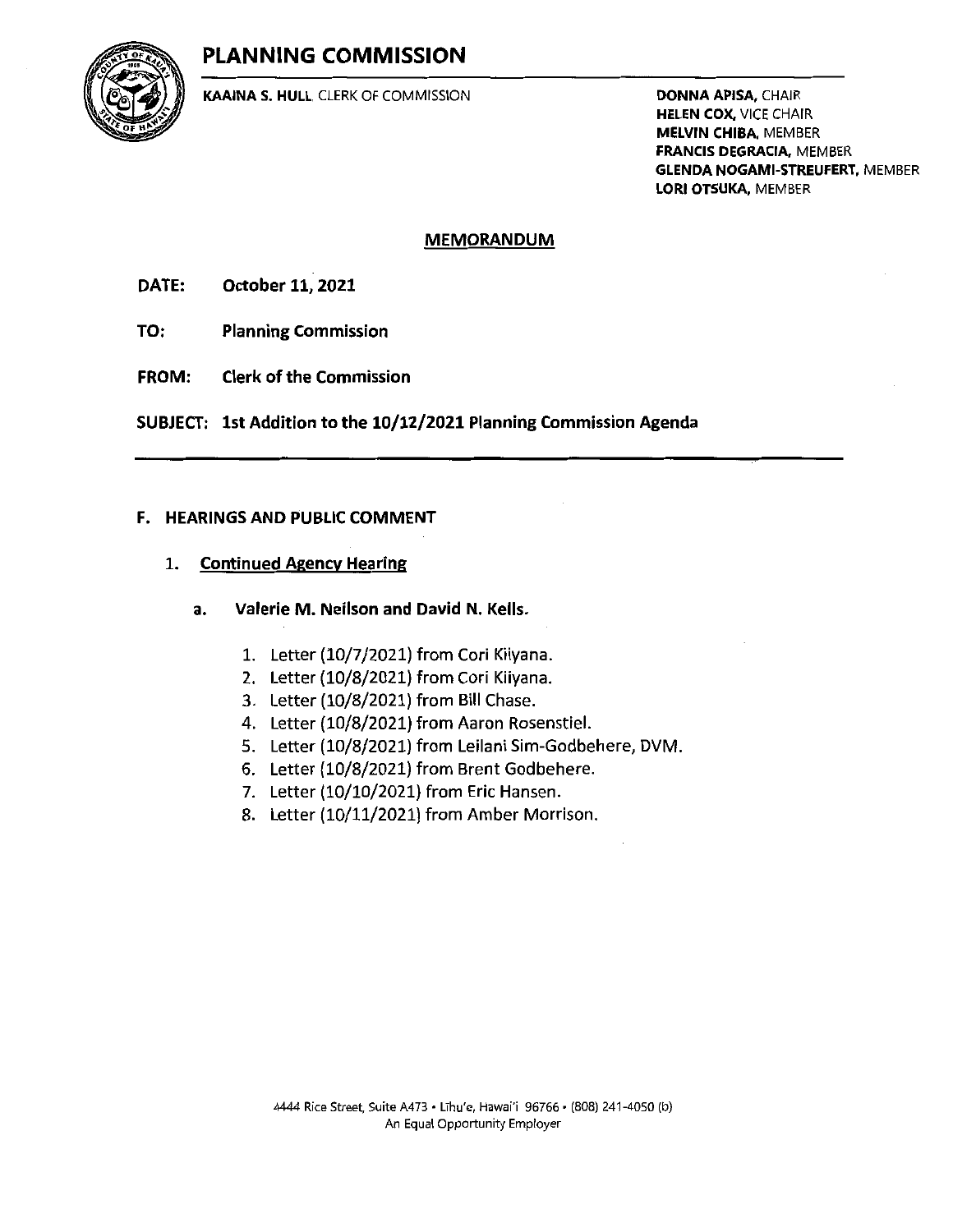# PLANNING COMMISSION

**KAAINA S. HULL**, CLERK OF COMMISSION

**DONNA APISA**, CHAIR
**HELEN COX**, VICE CHAIR
**MELVIN CHIBA**, MEMBER
**FRANCIS DEGRACIA**, MEMBER
**GLENDA NOGAMI-STREUFERT**, MEMBER
**LORI OTSUKA**, MEMBER

## MEMORANDUM

**DATE:** **October 11, 2021**

**TO:** **Planning Commission**

**FROM:** **Clerk of the Commission**

**SUBJECT:** **1st Addition to the 10/12/2021 Planning Commission Agenda**

---

### F. HEARINGS AND PUBLIC COMMENT

1. **Continued Agency Hearing**

   a. **Valerie M. Neilson and David N. Kells.**

      1. Letter (10/7/2021) from Cori Kiiyana.
      2. Letter (10/8/2021) from Cori Kiiyana.
      3. Letter (10/8/2021) from Bill Chase.
      4. Letter (10/8/2021) from Aaron Rosenstiel.
      5. Letter (10/8/2021) from Leilani Sim-Godbehere, DVM.
      6. Letter (10/8/2021) from Brent Godbehere.
      7. Letter (10/10/2021) from Eric Hansen.
      8. Letter (10/11/2021) from Amber Morrison.

4444 Rice Street, Suite A473 • Līhu'e, Hawai'i 96766 • (808) 241-4050 (b)
An Equal Opportunity Employer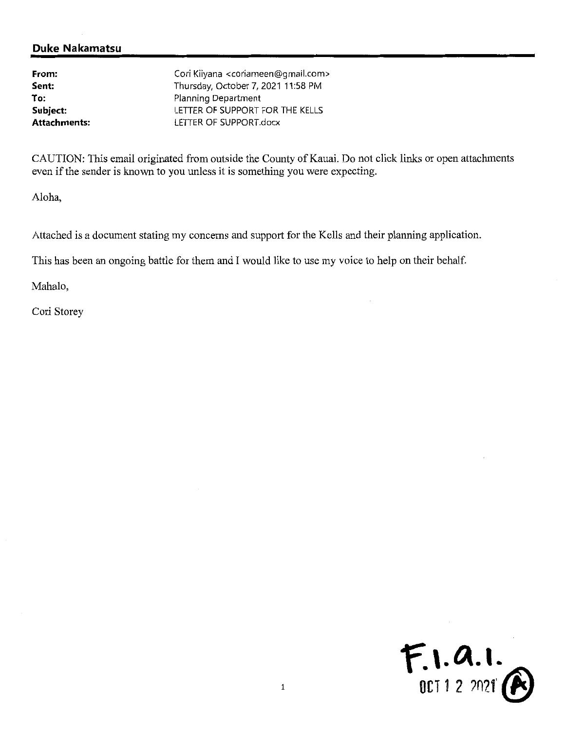**Duke Nakamatsu**

| | |
|---|---|
| **From:** | Cori Kiiyana <coriameen@gmail.com> |
| **Sent:** | Thursday, October 7, 2021 11:58 PM |
| **To:** | Planning Department |
| **Subject:** | LETTER OF SUPPORT FOR THE KELLS |
| **Attachments:** | LETTER OF SUPPORT.docx |

CAUTION: This email originated from outside the County of Kauai. Do not click links or open attachments even if the sender is known to you unless it is something you were expecting.

Aloha,

Attached is a document stating my concerns and support for the Kells and their planning application.

This has been an ongoing battle for them and I would like to use my voice to help on their behalf.

Mahalo,

Cori Storey

F.1.a.1.
OCT 1 2 2021 (A)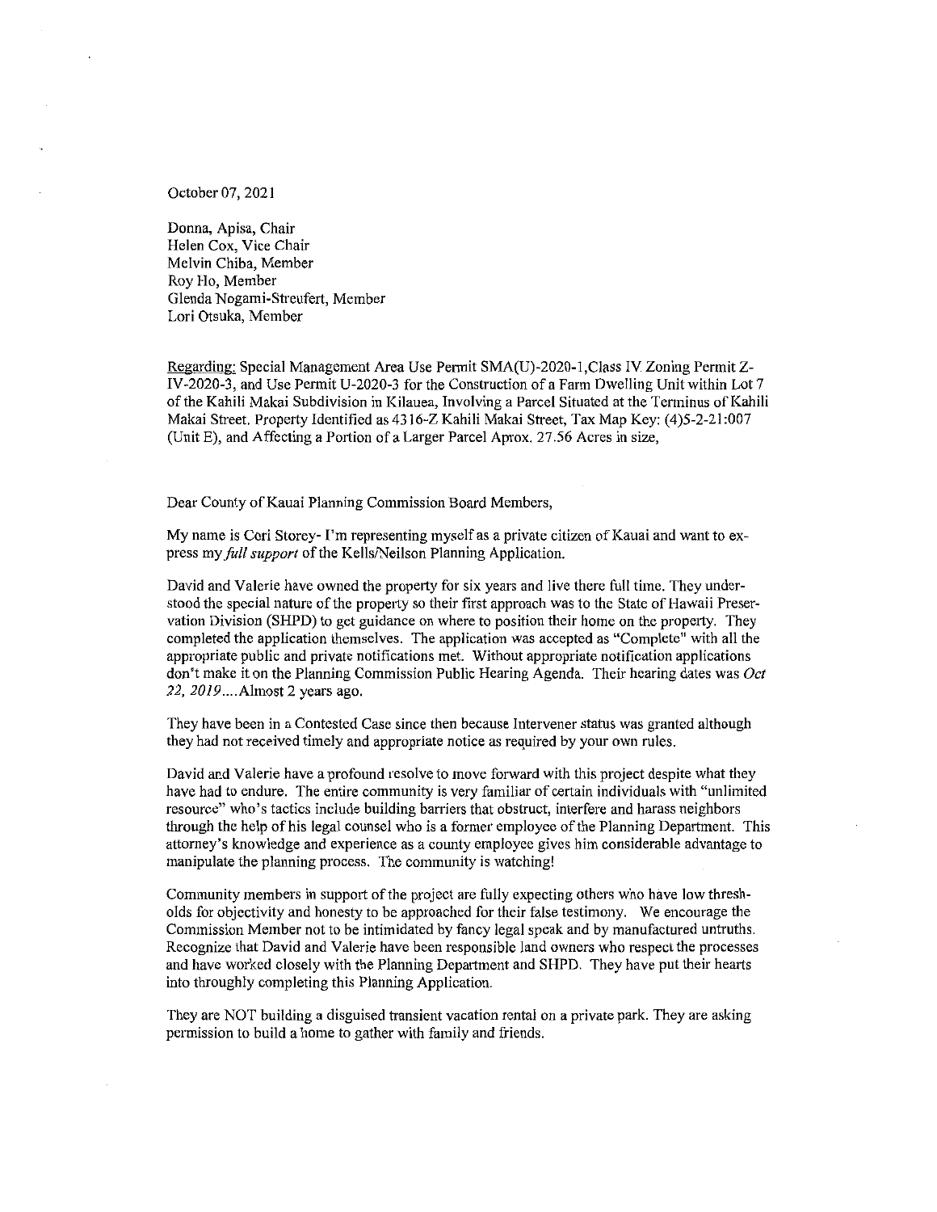October 07, 2021

Donna, Apisa, Chair
Helen Cox, Vice Chair
Melvin Chiba, Member
Roy Ho, Member
Glenda Nogami-Streufert, Member
Lori Otsuka, Member

Regarding: Special Management Area Use Permit SMA(U)-2020-1,Class IV Zoning Permit Z-IV-2020-3, and Use Permit U-2020-3 for the Construction of a Farm Dwelling Unit within Lot 7 of the Kahili Makai Subdivision in Kilauea, Involving a Parcel Situated at the Terminus of Kahili Makai Street. Property Identified as 4316-Z Kahili Makai Street, Tax Map Key: (4)5-2-21:007 (Unit E), and Affecting a Portion of a Larger Parcel Aprox. 27.56 Acres in size,

Dear County of Kauai Planning Commission Board Members,

My name is Cori Storey- I'm representing myself as a private citizen of Kauai and want to express my *full support* of the Kells/Neilson Planning Application.

David and Valerie have owned the property for six years and live there full time. They understood the special nature of the property so their first approach was to the State of Hawaii Preservation Division (SHPD) to get guidance on where to position their home on the property. They completed the application themselves. The application was accepted as "Complete" with all the appropriate public and private notifications met. Without appropriate notification applications don't make it on the Planning Commission Public Hearing Agenda. Their hearing dates was *Oct 22, 2019*....Almost 2 years ago.

They have been in a Contested Case since then because Intervener status was granted although they had not received timely and appropriate notice as required by your own rules.

David and Valerie have a profound resolve to move forward with this project despite what they have had to endure. The entire community is very familiar of certain individuals with "unlimited resource" who's tactics include building barriers that obstruct, interfere and harass neighbors through the help of his legal counsel who is a former employee of the Planning Department. This attorney's knowledge and experience as a county employee gives him considerable advantage to manipulate the planning process. The community is watching!

Community members in support of the project are fully expecting others who have low thresholds for objectivity and honesty to be approached for their false testimony. We encourage the Commission Member not to be intimidated by fancy legal speak and by manufactured untruths. Recognize that David and Valerie have been responsible land owners who respect the processes and have worked closely with the Planning Department and SHPD. They have put their hearts into throughly completing this Planning Application.

They are NOT building a disguised transient vacation rental on a private park. They are asking permission to build a home to gather with family and friends.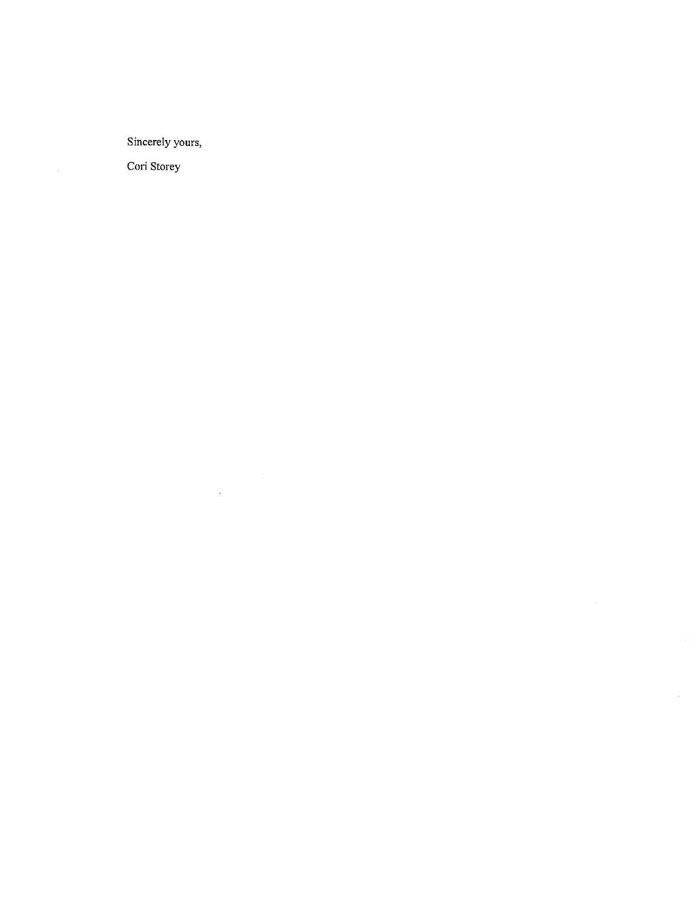Sincerely yours,

Cori Storey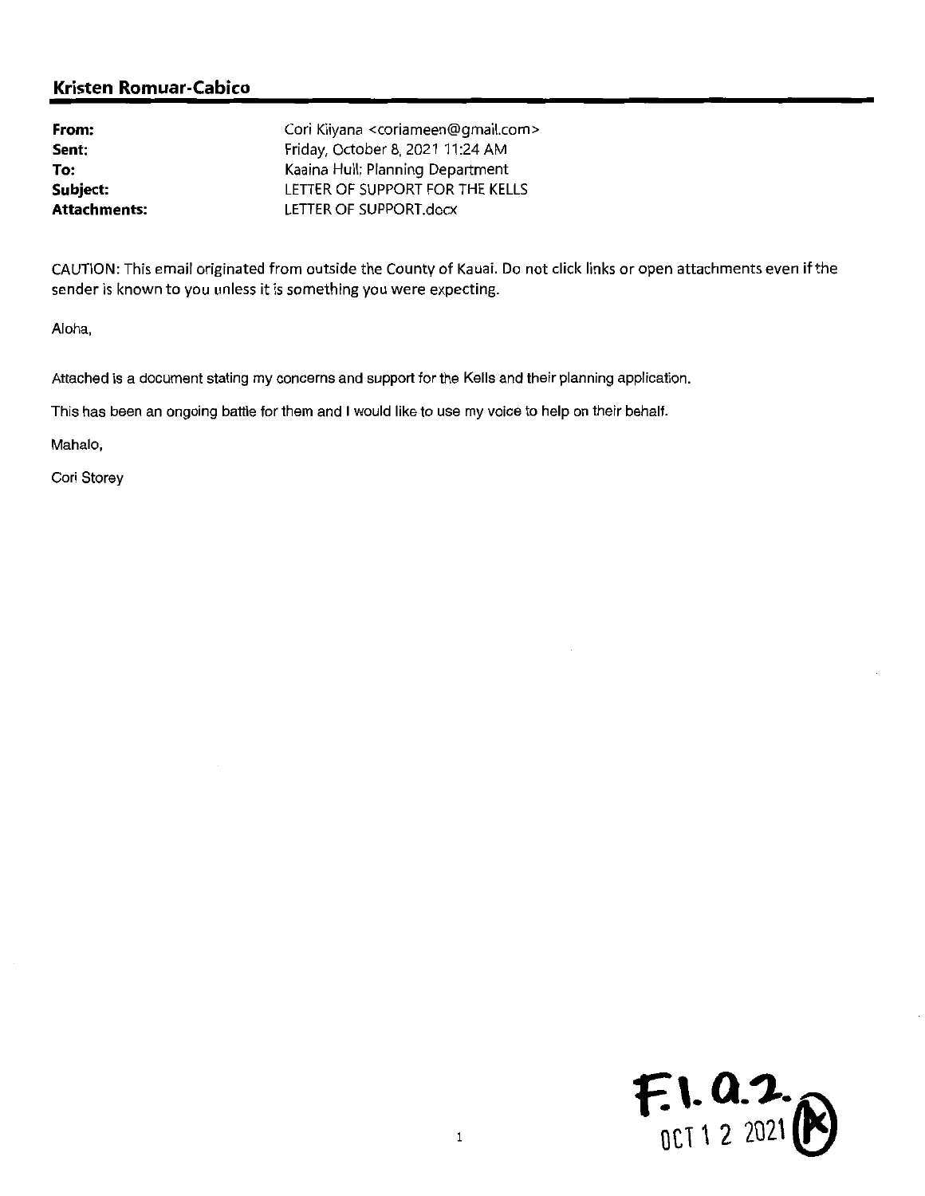## Kristen Romuar-Cabico

| | |
|---|---|
| **From:** | Cori Kiiyana <coriameen@gmail.com> |
| **Sent:** | Friday, October 8, 2021 11:24 AM |
| **To:** | Kaaina Hull; Planning Department |
| **Subject:** | LETTER OF SUPPORT FOR THE KELLS |
| **Attachments:** | LETTER OF SUPPORT.docx |

CAUTION: This email originated from outside the County of Kauai. Do not click links or open attachments even if the sender is known to you unless it is something you were expecting.

Aloha,

Attached is a document stating my concerns and support for the Kells and their planning application.

This has been an ongoing battle for them and I would like to use my voice to help on their behalf.

Mahalo,

Cori Storey

F.1.a.2.
OCT 12 2021 (K)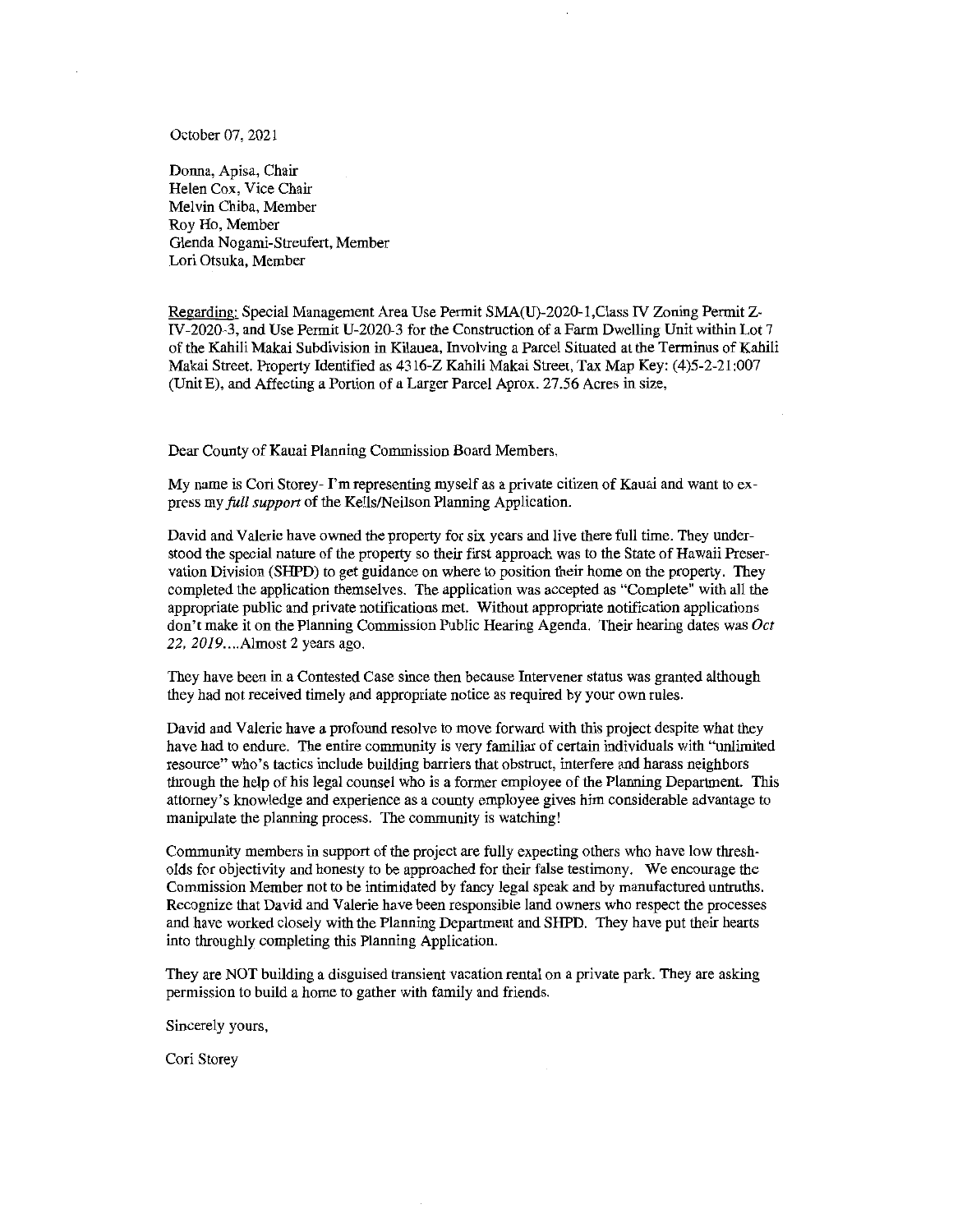October 07, 2021

Donna, Apisa, Chair
Helen Cox, Vice Chair
Melvin Chiba, Member
Roy Ho, Member
Glenda Nogami-Streufert, Member
Lori Otsuka, Member

Regarding: Special Management Area Use Permit SMA(U)-2020-1,Class IV Zoning Permit Z-IV-2020-3, and Use Permit U-2020-3 for the Construction of a Farm Dwelling Unit within Lot 7 of the Kahili Makai Subdivision in Kilauea, Involving a Parcel Situated at the Terminus of Kahili Makai Street. Property Identified as 4316-Z Kahili Makai Street, Tax Map Key: (4)5-2-21:007 (Unit E), and Affecting a Portion of a Larger Parcel Aprox. 27.56 Acres in size,

Dear County of Kauai Planning Commission Board Members,

My name is Cori Storey- I'm representing myself as a private citizen of Kauai and want to express my *full support* of the Kells/Neilson Planning Application.

David and Valerie have owned the property for six years and live there full time. They understood the special nature of the property so their first approach was to the State of Hawaii Preservation Division (SHPD) to get guidance on where to position their home on the property. They completed the application themselves. The application was accepted as "Complete" with all the appropriate public and private notifications met. Without appropriate notification applications don't make it on the Planning Commission Public Hearing Agenda. Their hearing dates was *Oct 22, 2019*....Almost 2 years ago.

They have been in a Contested Case since then because Intervener status was granted although they had not received timely and appropriate notice as required by your own rules.

David and Valerie have a profound resolve to move forward with this project despite what they have had to endure. The entire community is very familiar of certain individuals with "unlimited resource" who's tactics include building barriers that obstruct, interfere and harass neighbors through the help of his legal counsel who is a former employee of the Planning Department. This attorney's knowledge and experience as a county employee gives him considerable advantage to manipulate the planning process. The community is watching!

Community members in support of the project are fully expecting others who have low thresholds for objectivity and honesty to be approached for their false testimony. We encourage the Commission Member not to be intimidated by fancy legal speak and by manufactured untruths. Recognize that David and Valerie have been responsible land owners who respect the processes and have worked closely with the Planning Department and SHPD. They have put their hearts into throughly completing this Planning Application.

They are NOT building a disguised transient vacation rental on a private park. They are asking permission to build a home to gather with family and friends.

Sincerely yours,

Cori Storey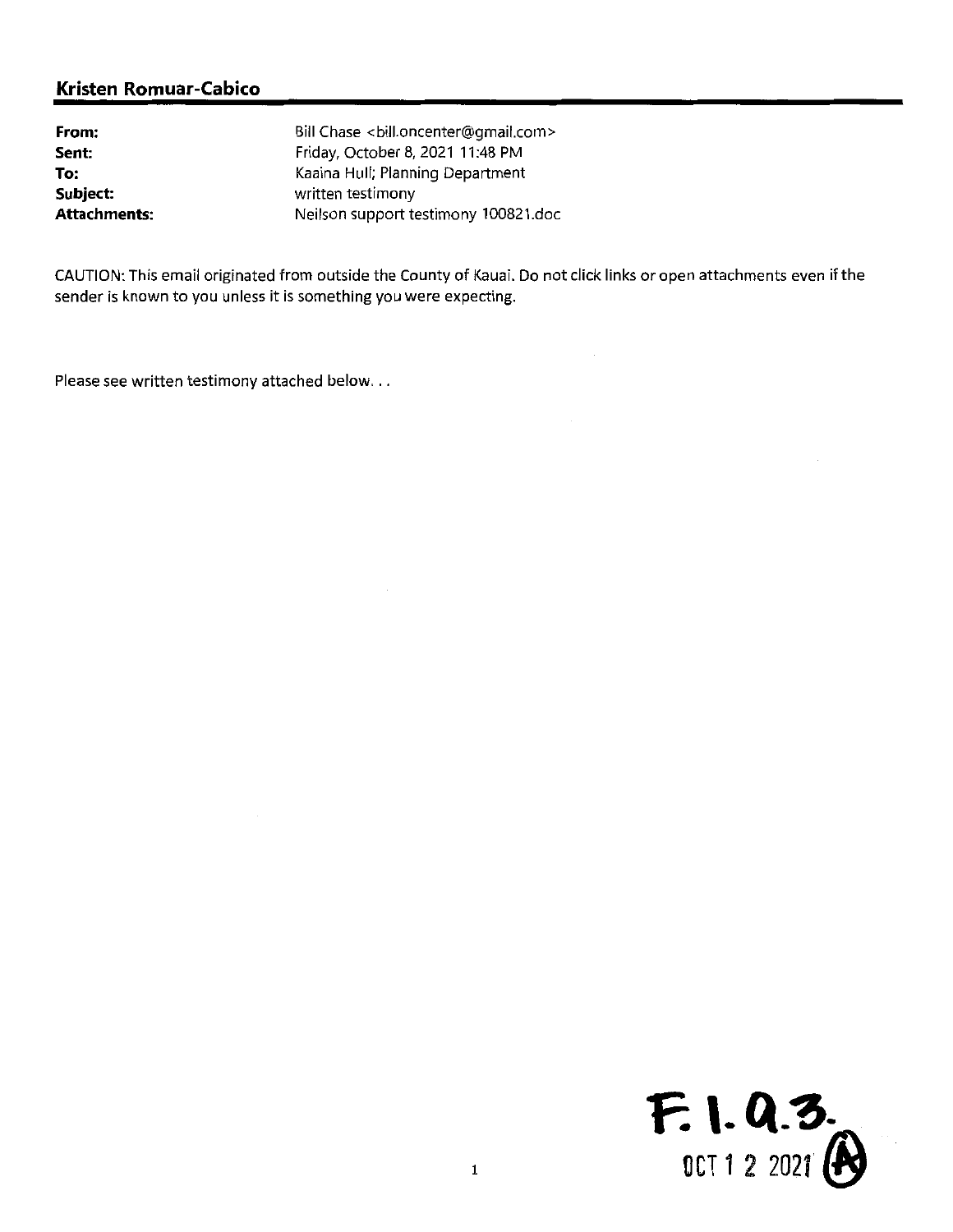**Kristen Romuar-Cabico**

| | |
|---|---|
| **From:** | Bill Chase <bill.oncenter@gmail.com> |
| **Sent:** | Friday, October 8, 2021 11:48 PM |
| **To:** | Kaaina Hull; Planning Department |
| **Subject:** | written testimony |
| **Attachments:** | Neilson support testimony 100821.doc |

CAUTION: This email originated from outside the County of Kauai. Do not click links or open attachments even if the sender is known to you unless it is something you were expecting.

Please see written testimony attached below. . .

F. 1. a. 3.
OCT 1 2 2021 (A)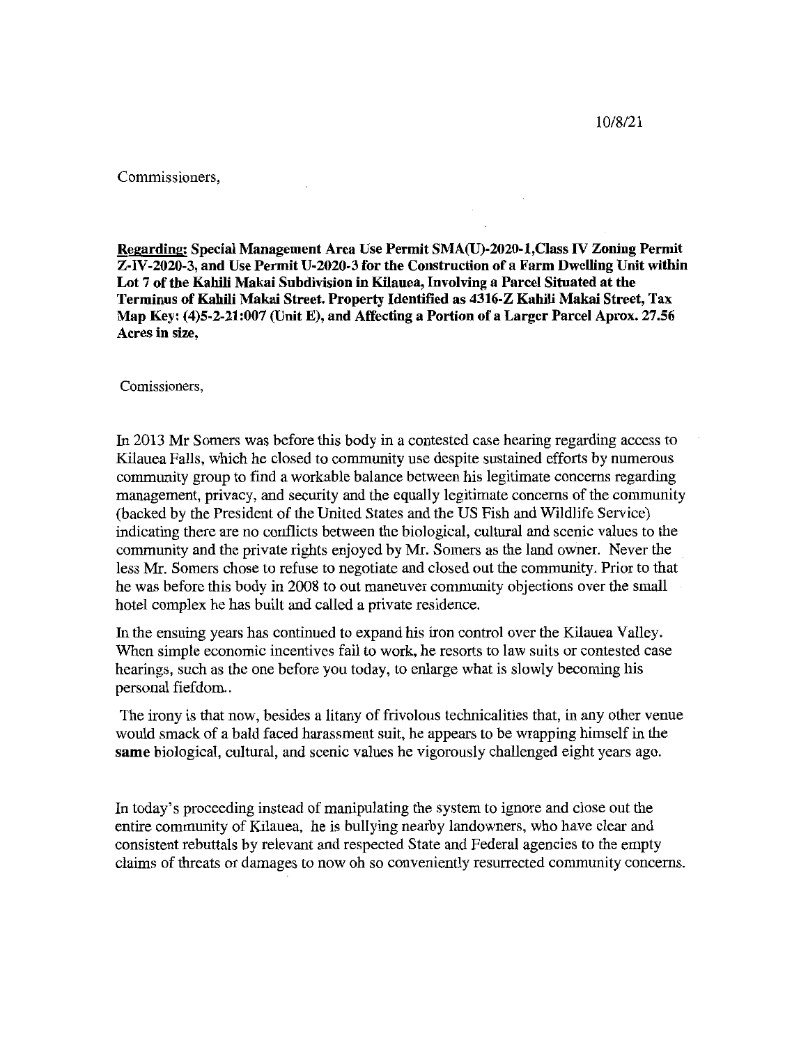10/8/21

Commissioners,

**Regarding: Special Management Area Use Permit SMA(U)-2020-1,Class IV Zoning Permit Z-IV-2020-3, and Use Permit U-2020-3 for the Construction of a Farm Dwelling Unit within Lot 7 of the Kahili Makai Subdivision in Kilauea, Involving a Parcel Situated at the Terminus of Kahili Makai Street. Property Identified as 4316-Z Kahili Makai Street, Tax Map Key: (4)5-2-21:007 (Unit E), and Affecting a Portion of a Larger Parcel Aprox. 27.56 Acres in size,**

Comissioners,

In 2013 Mr Somers was before this body in a contested case hearing regarding access to Kilauea Falls, which he closed to community use despite sustained efforts by numerous community group to find a workable balance between his legitimate concerns regarding management, privacy, and security and the equally legitimate concerns of the community (backed by the President of the United States and the US Fish and Wildlife Service) indicating there are no conflicts between the biological, cultural and scenic values to the community and the private rights enjoyed by Mr. Somers as the land owner. Never the less Mr. Somers chose to refuse to negotiate and closed out the community. Prior to that he was before this body in 2008 to out maneuver community objections over the small hotel complex he has built and called a private residence.

In the ensuing years has continued to expand his iron control over the Kilauea Valley. When simple economic incentives fail to work, he resorts to law suits or contested case hearings, such as the one before you today, to enlarge what is slowly becoming his personal fiefdom..

The irony is that now, besides a litany of frivolous technicalities that, in any other venue would smack of a bald faced harassment suit, he appears to be wrapping himself in the **same** biological, cultural, and scenic values he vigorously challenged eight years ago.

In today's proceeding instead of manipulating the system to ignore and close out the entire community of Kilauea, he is bullying nearby landowners, who have clear and consistent rebuttals by relevant and respected State and Federal agencies to the empty claims of threats or damages to now oh so conveniently resurrected community concerns.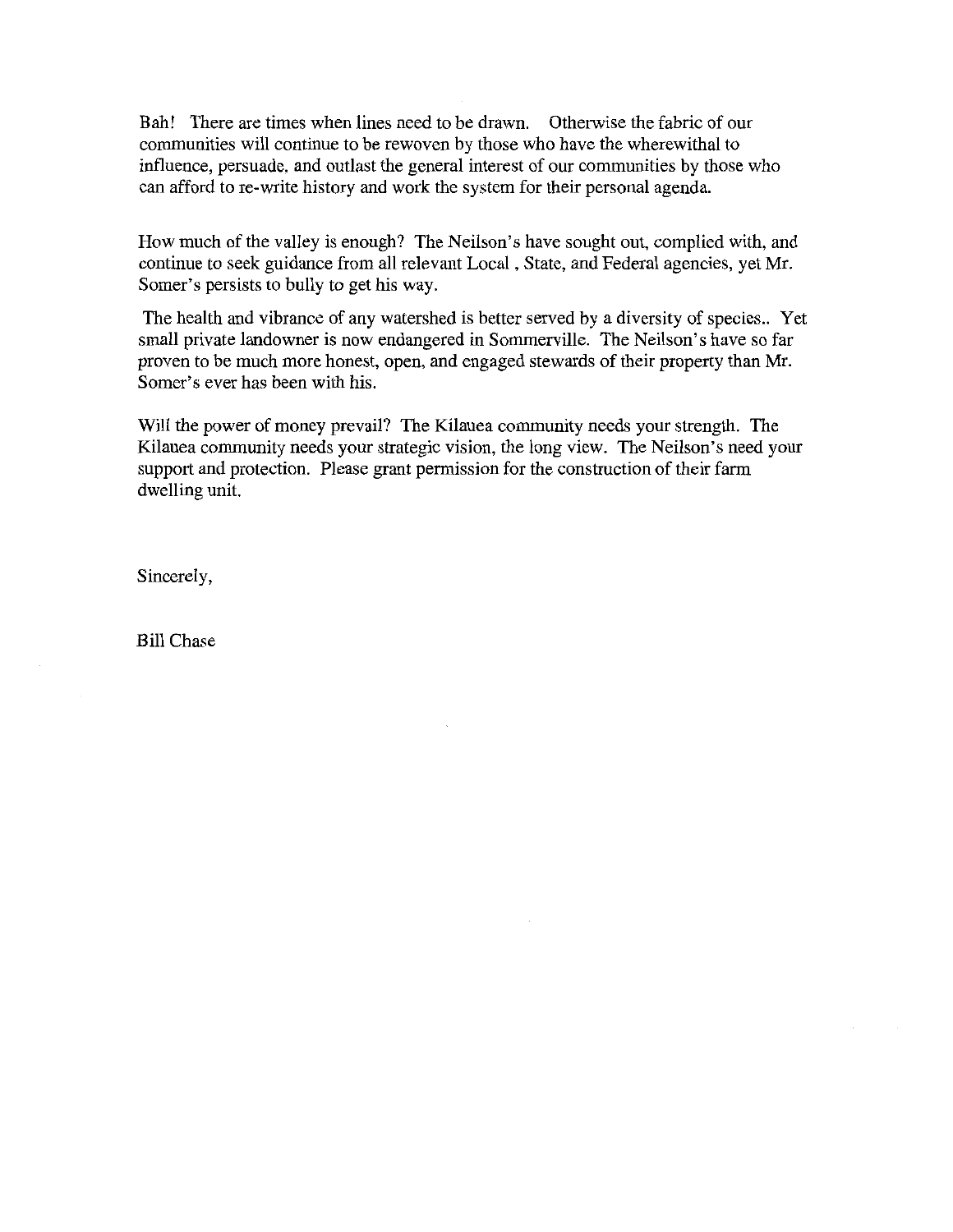Bah! There are times when lines need to be drawn. Otherwise the fabric of our communities will continue to be rewoven by those who have the wherewithal to influence, persuade, and outlast the general interest of our communities by those who can afford to re-write history and work the system for their personal agenda.

How much of the valley is enough? The Neilson's have sought out, complied with, and continue to seek guidance from all relevant Local , State, and Federal agencies, yet Mr. Somer's persists to bully to get his way.

The health and vibrance of any watershed is better served by a diversity of species.. Yet small private landowner is now endangered in Sommerville. The Neilson's have so far proven to be much more honest, open, and engaged stewards of their property than Mr. Somer's ever has been with his.

Will the power of money prevail? The Kilauea community needs your strength. The Kilauea community needs your strategic vision, the long view. The Neilson's need your support and protection. Please grant permission for the construction of their farm dwelling unit.

Sincerely,

Bill Chase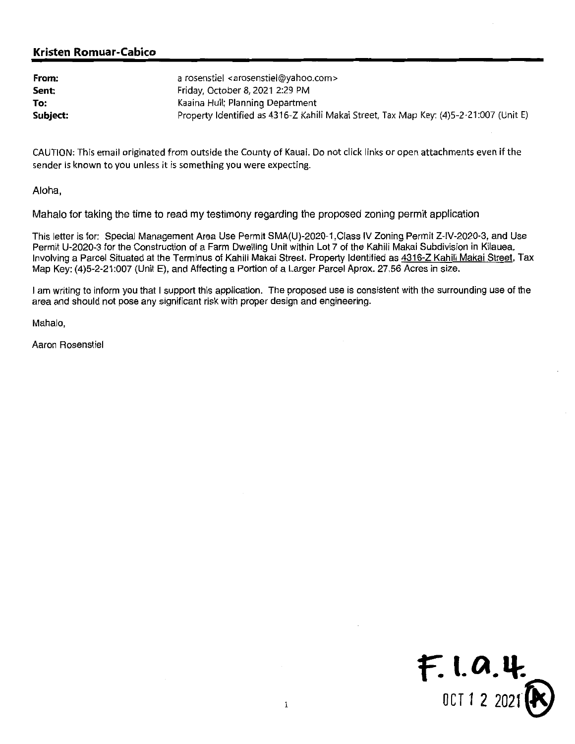**Kristen Romuar-Cabico**

| | |
|---|---|
| **From:** | a rosenstiel <arosenstiel@yahoo.com> |
| **Sent:** | Friday, October 8, 2021 2:29 PM |
| **To:** | Kaaina Hull; Planning Department |
| **Subject:** | Property Identified as 4316-Z Kahili Makai Street, Tax Map Key: (4)5-2-21:007 (Unit E) |

CAUTION: This email originated from outside the County of Kauai. Do not click links or open attachments even if the sender is known to you unless it is something you were expecting.

Aloha,

Mahalo for taking the time to read my testimony regarding the proposed zoning permit application

This letter is for: Special Management Area Use Permit SMA(U)-2020-1,Class IV Zoning Permit Z-IV-2020-3, and Use Permit U-2020-3 for the Construction of a Farm Dwelling Unit within Lot 7 of the Kahili Makai Subdivision in Kilauea, Involving a Parcel Situated at the Terminus of Kahili Makai Street. Property Identified as 4316-Z Kahili Makai Street, Tax Map Key: (4)5-2-21:007 (Unit E), and Affecting a Portion of a Larger Parcel Aprox. 27.56 Acres in size.

I am writing to inform you that I support this application. The proposed use is consistent with the surrounding use of the area and should not pose any significant risk with proper design and engineering.

Mahalo,

Aaron Rosenstiel

F.1.a.4.

OCT 12 2021 (K)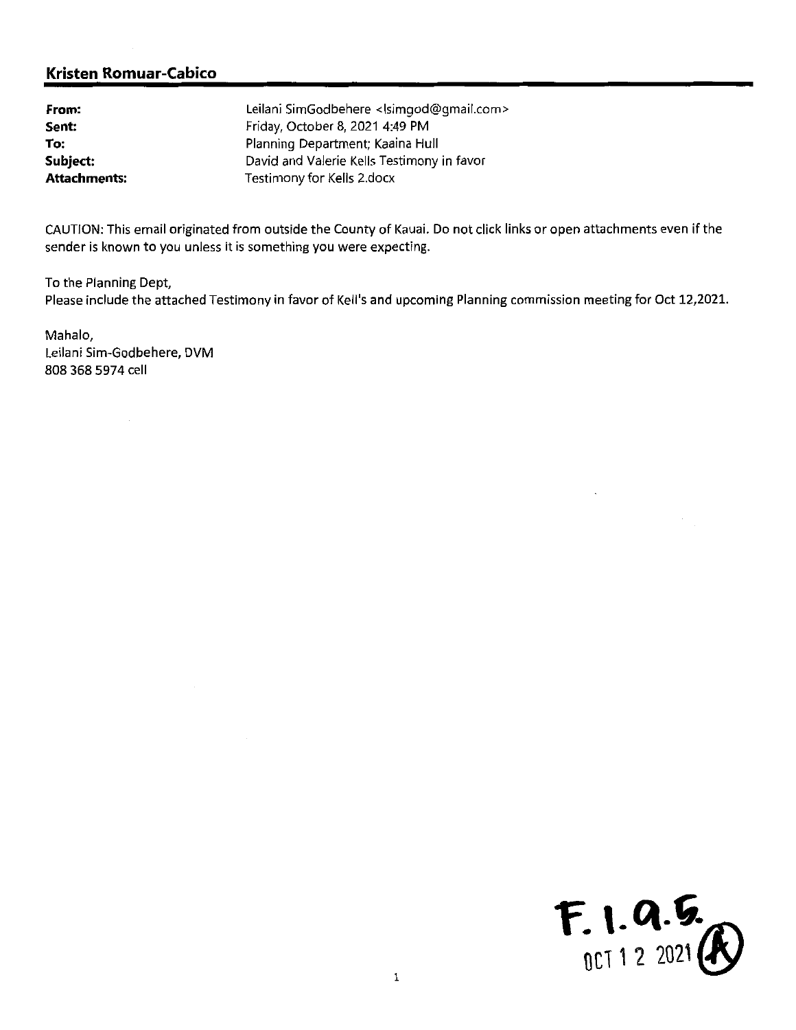## Kristen Romuar-Cabico

**From:** Leilani SimGodbehere <lsimgod@gmail.com>
**Sent:** Friday, October 8, 2021 4:49 PM
**To:** Planning Department; Kaaina Hull
**Subject:** David and Valerie Kells Testimony in favor
**Attachments:** Testimony for Kells 2.docx

CAUTION: This email originated from outside the County of Kauai. Do not click links or open attachments even if the sender is known to you unless it is something you were expecting.

To the Planning Dept,
Please include the attached Testimony in favor of Kell's and upcoming Planning commission meeting for Oct 12,2021.

Mahalo,
Leilani Sim-Godbehere, DVM
808 368 5974 cell

F.1.a.5.
OCT 1 2 2021 (A)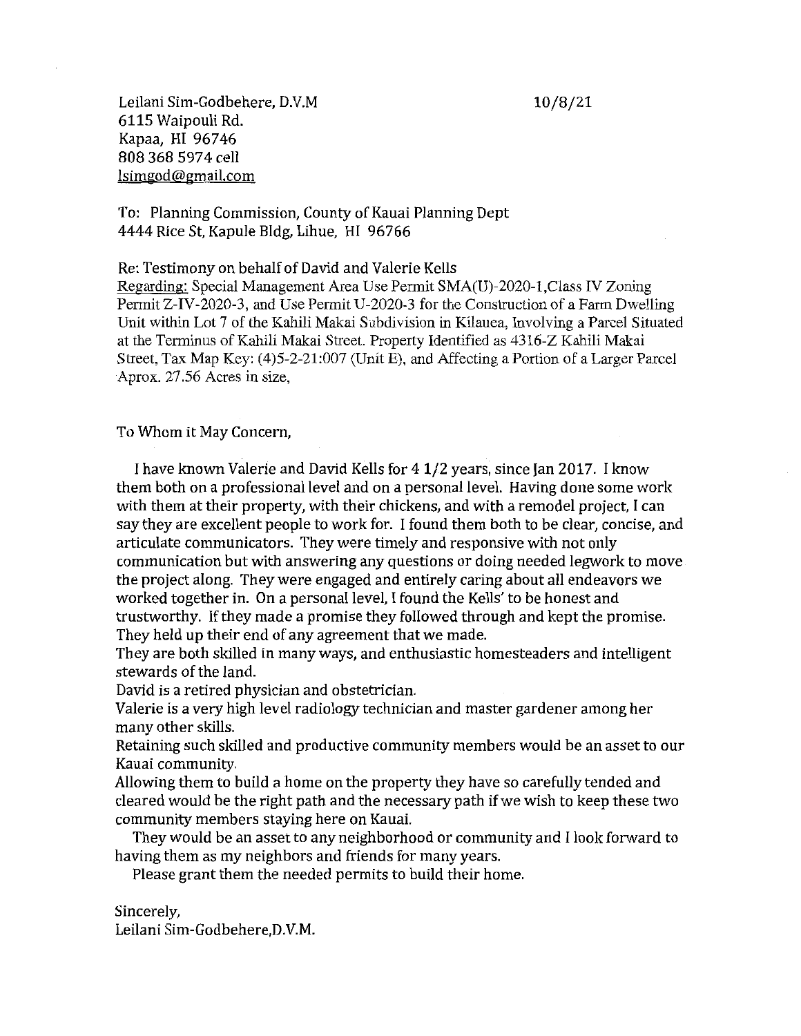Leilani Sim-Godbehere, D.V.M  
6115 Waipouli Rd.  
Kapaa, HI 96746  
808 368 5974 cell  
lsimgod@gmail.com

10/8/21

To: Planning Commission, County of Kauai Planning Dept  
4444 Rice St, Kapule Bldg, Lihue, HI 96766

Re: Testimony on behalf of David and Valerie Kells  
Regarding: Special Management Area Use Permit SMA(U)-2020-1,Class IV Zoning Permit Z-IV-2020-3, and Use Permit U-2020-3 for the Construction of a Farm Dwelling Unit within Lot 7 of the Kahili Makai Subdivision in Kilauea, Involving a Parcel Situated at the Terminus of Kahili Makai Street. Property Identified as 4316-Z Kahili Makai Street, Tax Map Key: (4)5-2-21:007 (Unit E), and Affecting a Portion of a Larger Parcel Aprox. 27.56 Acres in size,

To Whom it May Concern,

I have known Valerie and David Kells for 4 1/2 years, since Jan 2017. I know them both on a professional level and on a personal level. Having done some work with them at their property, with their chickens, and with a remodel project, I can say they are excellent people to work for. I found them both to be clear, concise, and articulate communicators. They were timely and responsive with not only communication but with answering any questions or doing needed legwork to move the project along. They were engaged and entirely caring about all endeavors we worked together in. On a personal level, I found the Kells' to be honest and trustworthy. If they made a promise they followed through and kept the promise. They held up their end of any agreement that we made.

They are both skilled in many ways, and enthusiastic homesteaders and intelligent stewards of the land.

David is a retired physician and obstetrician.

Valerie is a very high level radiology technician and master gardener among her many other skills.

Retaining such skilled and productive community members would be an asset to our Kauai community.

Allowing them to build a home on the property they have so carefully tended and cleared would be the right path and the necessary path if we wish to keep these two community members staying here on Kauai.

They would be an asset to any neighborhood or community and I look forward to having them as my neighbors and friends for many years.

Please grant them the needed permits to build their home.

Sincerely,  
Leilani Sim-Godbehere,D.V.M.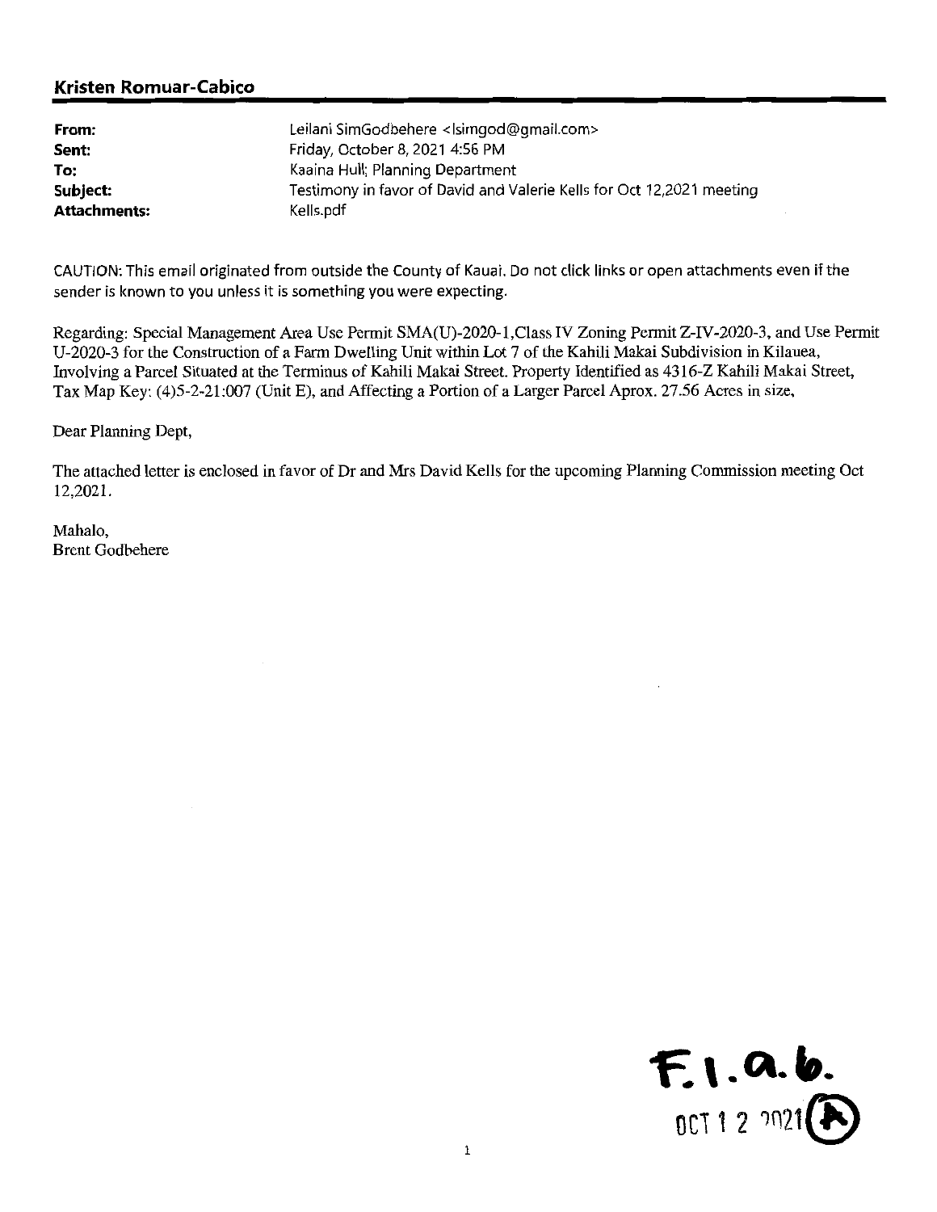**Kristen Romuar-Cabico**

| | |
|---|---|
| **From:** | Leilani SimGodbehere <lsimgod@gmail.com> |
| **Sent:** | Friday, October 8, 2021 4:56 PM |
| **To:** | Kaaina Hull; Planning Department |
| **Subject:** | Testimony in favor of David and Valerie Kells for Oct 12,2021 meeting |
| **Attachments:** | Kells.pdf |

CAUTION: This email originated from outside the County of Kauai. Do not click links or open attachments even if the sender is known to you unless it is something you were expecting.

Regarding: Special Management Area Use Permit SMA(U)-2020-1,Class IV Zoning Permit Z-IV-2020-3, and Use Permit U-2020-3 for the Construction of a Farm Dwelling Unit within Lot 7 of the Kahili Makai Subdivision in Kilauea, Involving a Parcel Situated at the Terminus of Kahili Makai Street. Property Identified as 4316-Z Kahili Makai Street, Tax Map Key: (4)5-2-21:007 (Unit E), and Affecting a Portion of a Larger Parcel Aprox. 27.56 Acres in size,

Dear Planning Dept,

The attached letter is enclosed in favor of Dr and Mrs David Kells for the upcoming Planning Commission meeting Oct 12,2021.

Mahalo,
Brent Godbehere

F.1.a.b.
OCT 12 2021 (A)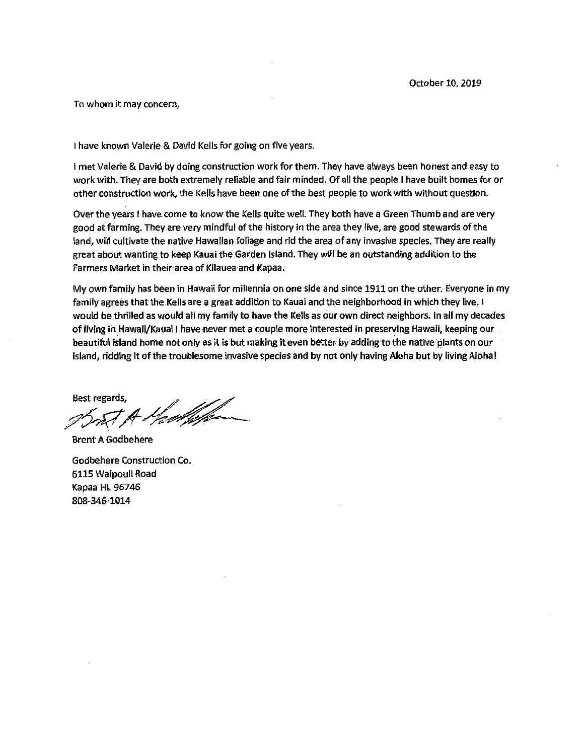October 10, 2019

To whom it may concern,

I have known Valerie & David Kells for going on five years.

I met Valerie & David by doing construction work for them. They have always been honest and easy to work with. They are both extremely reliable and fair minded. Of all the people I have built homes for or other construction work, the Kells have been one of the best people to work with without question.

Over the years I have come to know the Kells quite well. They both have a Green Thumb and are very good at farming. They are very mindful of the history in the area they live, are good stewards of the land, will cultivate the native Hawaiian foliage and rid the area of any invasive species. They are really great about wanting to keep Kauai the Garden Island. They will be an outstanding addition to the Farmers Market in their area of Kilauea and Kapaa.

My own family has been in Hawaii for millennia on one side and since 1911 on the other. Everyone in my family agrees that the Kells are a great addition to Kauai and the neighborhood in which they live. I would be thrilled as would all my family to have the Kells as our own direct neighbors. In all my decades of living in Hawaii/Kauai I have never met a couple more interested in preserving Hawaii, keeping our beautiful island home not only as it is but making it even better by adding to the native plants on our island, ridding it of the troublesome invasive species and by not only having Aloha but by living Aloha!

Best regards,

Brent A Godbehere

Godbehere Construction Co.
6115 Waipouli Road
Kapaa HI. 96746
808-346-1014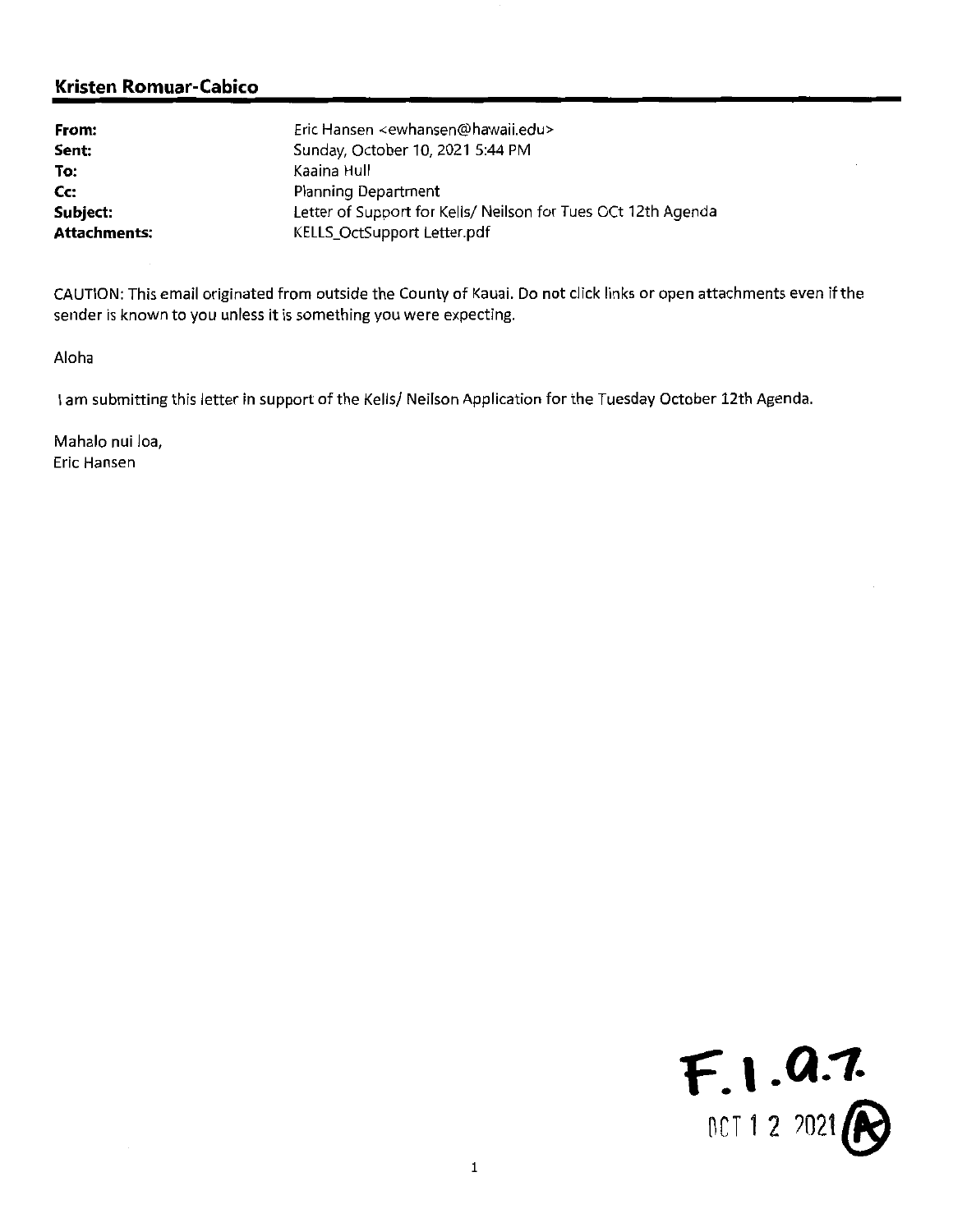**Kristen Romuar-Cabico**

| | |
|---|---|
| **From:** | Eric Hansen <ewhansen@hawaii.edu> |
| **Sent:** | Sunday, October 10, 2021 5:44 PM |
| **To:** | Kaaina Hull |
| **Cc:** | Planning Department |
| **Subject:** | Letter of Support for Kells/ Neilson for Tues OCt 12th Agenda |
| **Attachments:** | KELLS_OctSupport Letter.pdf |

CAUTION: This email originated from outside the County of Kauai. Do not click links or open attachments even if the sender is known to you unless it is something you were expecting.

Aloha

I am submitting this letter in support of the Kells/ Neilson Application for the Tuesday October 12th Agenda.

Mahalo nui loa,
Eric Hansen

F.1.a.7.
OCT 12 2021 (A)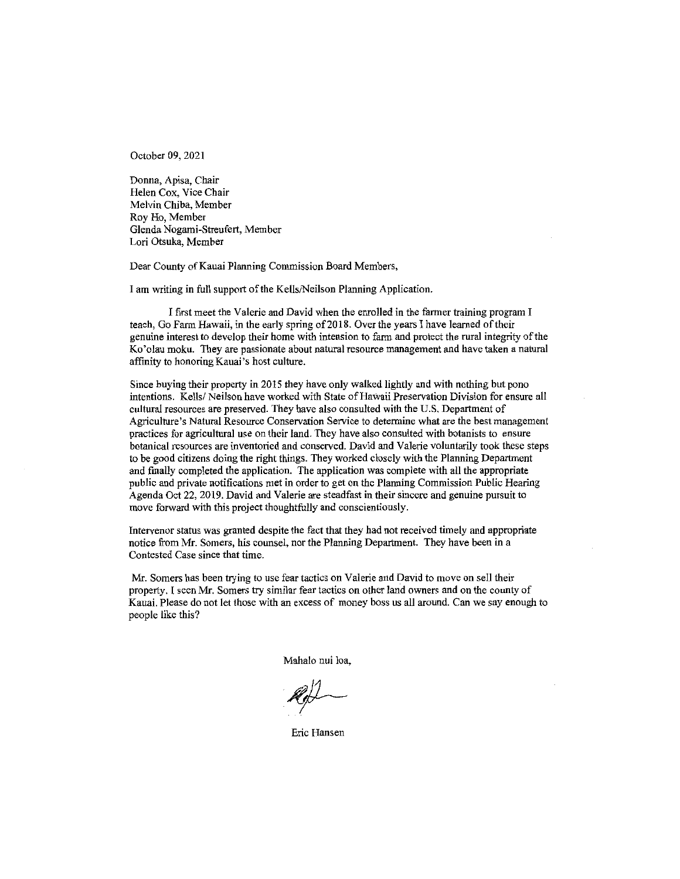October 09, 2021

Donna, Apisa, Chair
Helen Cox, Vice Chair
Melvin Chiba, Member
Roy Ho, Member
Glenda Nogami-Streufert, Member
Lori Otsuka, Member

Dear County of Kauai Planning Commission Board Members,

I am writing in full support of the Kells/Neilson Planning Application.

I first meet the Valerie and David when the enrolled in the farmer training program I teach, Go Farm Hawaii, in the early spring of 2018. Over the years I have learned of their genuine interest to develop their home with intension to farm and protect the rural integrity of the Ko'olau moku. They are passionate about natural resource management and have taken a natural affinity to honoring Kauai's host culture.

Since buying their property in 2015 they have only walked lightly and with nothing but pono intentions. Kells/ Neilson have worked with State of Hawaii Preservation Division for ensure all cultural resources are preserved. They have also consulted with the U.S. Department of Agriculture's Natural Resource Conservation Service to determine what are the best management practices for agricultural use on their land. They have also consulted with botanists to ensure botanical resources are inventoried and conserved. David and Valerie voluntarily took these steps to be good citizens doing the right things. They worked closely with the Planning Department and finally completed the application. The application was complete with all the appropriate public and private notifications met in order to get on the Planning Commission Public Hearing Agenda Oct 22, 2019. David and Valerie are steadfast in their sincere and genuine pursuit to move forward with this project thoughtfully and conscientiously.

Intervenor status was granted despite the fact that they had not received timely and appropriate notice from Mr. Somers, his counsel, nor the Planning Department. They have been in a Contested Case since that time.

Mr. Somers has been trying to use fear tactics on Valerie and David to move on sell their property. I seen Mr. Somers try similar fear tactics on other land owners and on the county of Kauai. Please do not let those with an excess of money boss us all around. Can we say enough to people like this?

Mahalo nui loa,

Eric Hansen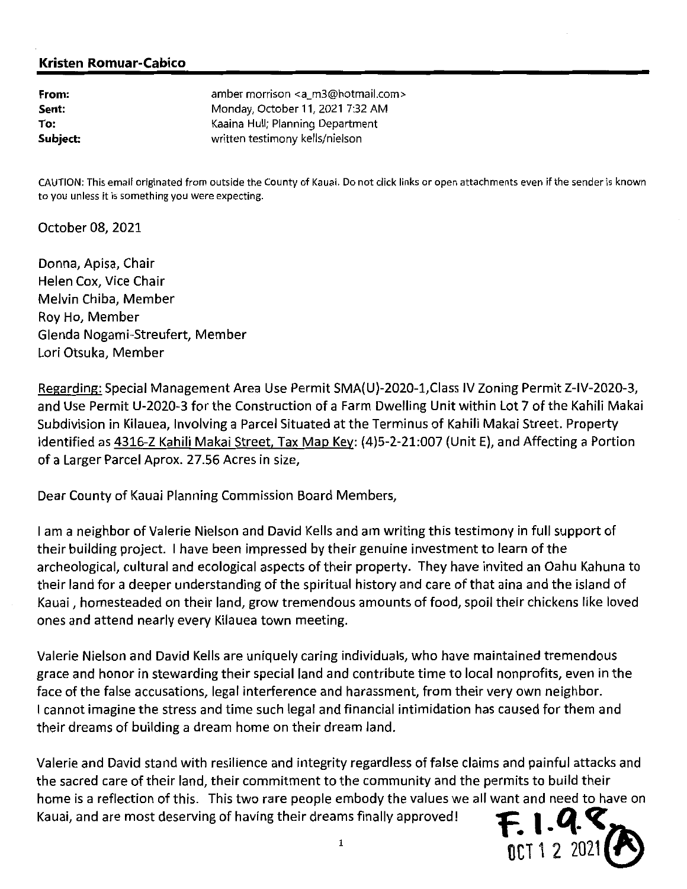**Kristen Romuar-Cabico**

| | |
|---|---|
| **From:** | amber morrison <a_m3@hotmail.com> |
| **Sent:** | Monday, October 11, 2021 7:32 AM |
| **To:** | Kaaina Hull; Planning Department |
| **Subject:** | written testimony kells/nielson |

CAUTION: This email originated from outside the County of Kauai. Do not click links or open attachments even if the sender is known to you unless it is something you were expecting.

October 08, 2021

Donna, Apisa, Chair
Helen Cox, Vice Chair
Melvin Chiba, Member
Roy Ho, Member
Glenda Nogami-Streufert, Member
Lori Otsuka, Member

Regarding: Special Management Area Use Permit SMA(U)-2020-1,Class IV Zoning Permit Z-IV-2020-3, and Use Permit U-2020-3 for the Construction of a Farm Dwelling Unit within Lot 7 of the Kahili Makai Subdivision in Kilauea, Involving a Parcel Situated at the Terminus of Kahili Makai Street. Property identified as 4316-Z Kahili Makai Street, Tax Map Key: (4)5-2-21:007 (Unit E), and Affecting a Portion of a Larger Parcel Aprox. 27.56 Acres in size,

Dear County of Kauai Planning Commission Board Members,

I am a neighbor of Valerie Nielson and David Kells and am writing this testimony in full support of their building project. I have been impressed by their genuine investment to learn of the archeological, cultural and ecological aspects of their property. They have invited an Oahu Kahuna to their land for a deeper understanding of the spiritual history and care of that aina and the island of Kauai , homesteaded on their land, grow tremendous amounts of food, spoil their chickens like loved ones and attend nearly every Kilauea town meeting.

Valerie Nielson and David Kells are uniquely caring individuals, who have maintained tremendous grace and honor in stewarding their special land and contribute time to local nonprofits, even in the face of the false accusations, legal interference and harassment, from their very own neighbor. I cannot imagine the stress and time such legal and financial intimidation has caused for them and their dreams of building a dream home on their dream land.

Valerie and David stand with resilience and integrity regardless of false claims and painful attacks and the sacred care of their land, their commitment to the community and the permits to build their home is a reflection of this. This two rare people embody the values we all want and need to have on Kauai, and are most deserving of having their dreams finally approved!

F.1.9.8. (A)
OCT 12 2021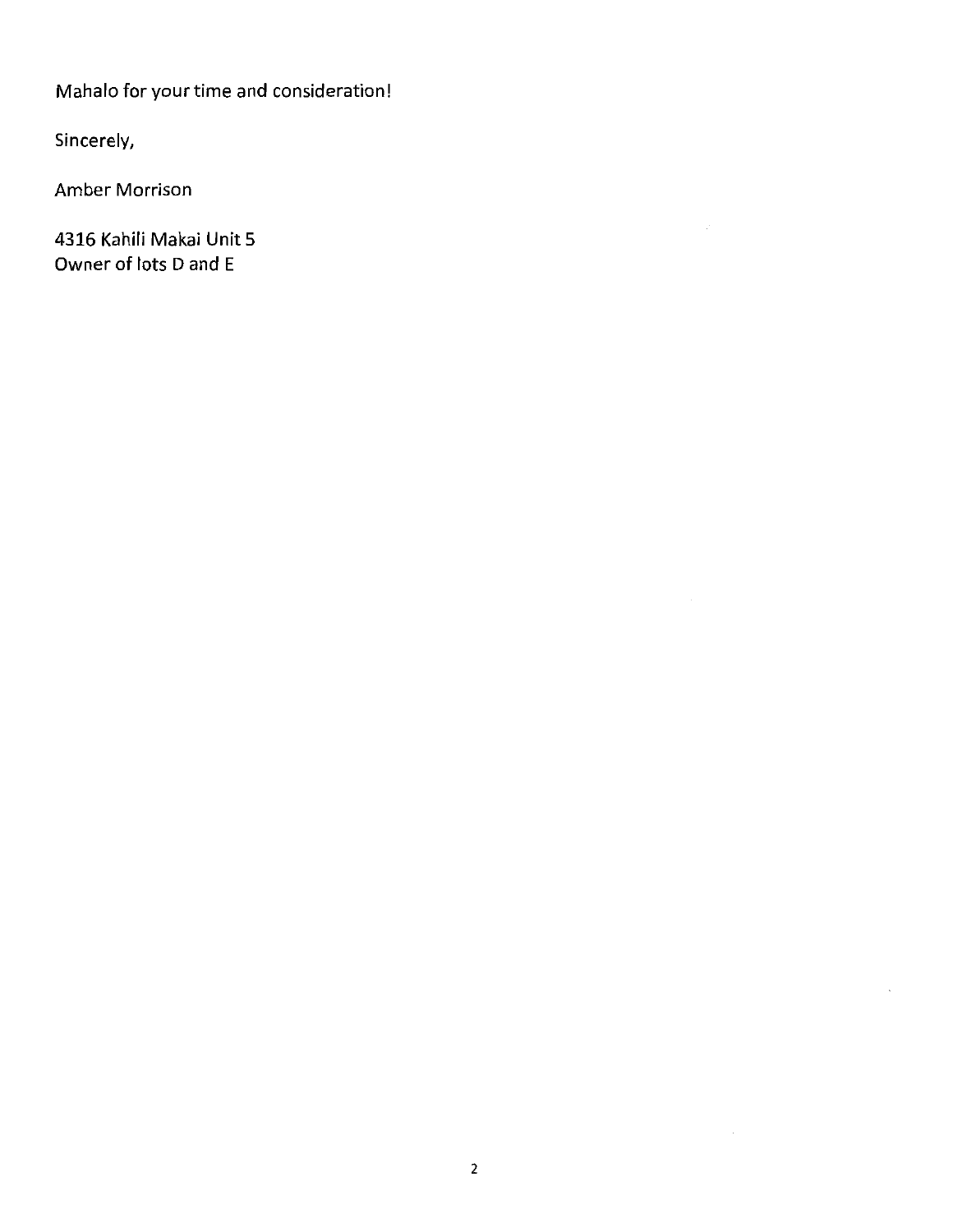Mahalo for your time and consideration!

Sincerely,

Amber Morrison

4316 Kahili Makai Unit 5
Owner of lots D and E